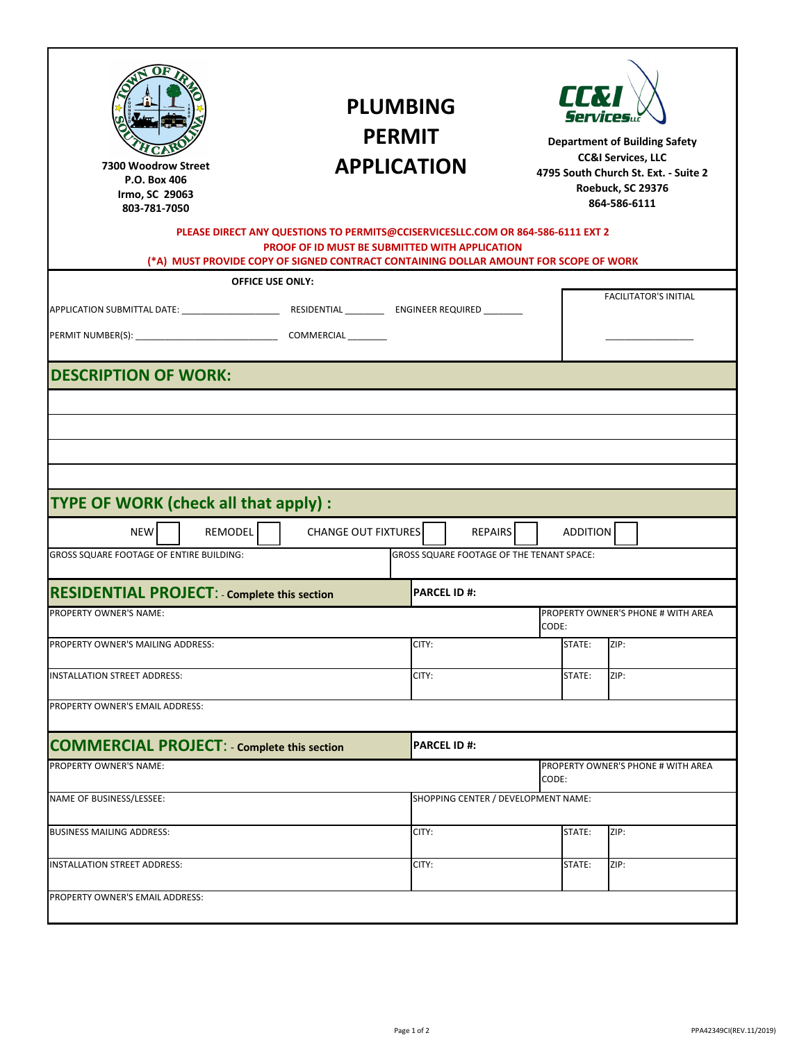7300 Woodrow Street
P.O. Box 406
Irmo, SC 29063
803-781-7050

# PLUMBING PERMIT APPLICATION

**Department of Building Safety**
**CC&I Services, LLC**
**4795 South Church St. Ext. - Suite 2**
**Roebuck, SC 29376**
**864-586-6111**

**PLEASE DIRECT ANY QUESTIONS TO PERMITS@CCISERVICESLLC.COM OR 864-586-6111 EXT 2**
**PROOF OF ID MUST BE SUBMITTED WITH APPLICATION**
**(*A) MUST PROVIDE COPY OF SIGNED CONTRACT CONTAINING DOLLAR AMOUNT FOR SCOPE OF WORK**

**OFFICE USE ONLY:**

APPLICATION SUBMITTAL DATE: ___________________ RESIDENTIAL ________ ENGINEER REQUIRED ________

PERMIT NUMBER(S): ___________________________ COMMERCIAL ________

FACILITATOR'S INITIAL _________________

## DESCRIPTION OF WORK:

&nbsp;

## TYPE OF WORK (check all that apply) :

NEW ☐ REMODEL ☐ CHANGE OUT FIXTURES ☐ REPAIRS ☐ ADDITION ☐

| GROSS SQUARE FOOTAGE OF ENTIRE BUILDING: | GROSS SQUARE FOOTAGE OF THE TENANT SPACE: |
|---|---|

## RESIDENTIAL PROJECT: - Complete this section

| | | | |
|---|---|---|---|
| **PARCEL ID #:** | | | |
| PROPERTY OWNER'S NAME: | | PROPERTY OWNER'S PHONE # WITH AREA CODE: | |
| PROPERTY OWNER'S MAILING ADDRESS: | CITY: | STATE: | ZIP: |
| INSTALLATION STREET ADDRESS: | CITY: | STATE: | ZIP: |
| PROPERTY OWNER'S EMAIL ADDRESS: | | | |

## COMMERCIAL PROJECT: - Complete this section

| | | | |
|---|---|---|---|
| **PARCEL ID #:** | | | |
| PROPERTY OWNER'S NAME: | | PROPERTY OWNER'S PHONE # WITH AREA CODE: | |
| NAME OF BUSINESS/LESSEE: | SHOPPING CENTER / DEVELOPMENT NAME: | | |
| BUSINESS MAILING ADDRESS: | CITY: | STATE: | ZIP: |
| INSTALLATION STREET ADDRESS: | CITY: | STATE: | ZIP: |
| PROPERTY OWNER'S EMAIL ADDRESS: | | | |

PPA42349CI(REV.11/2019)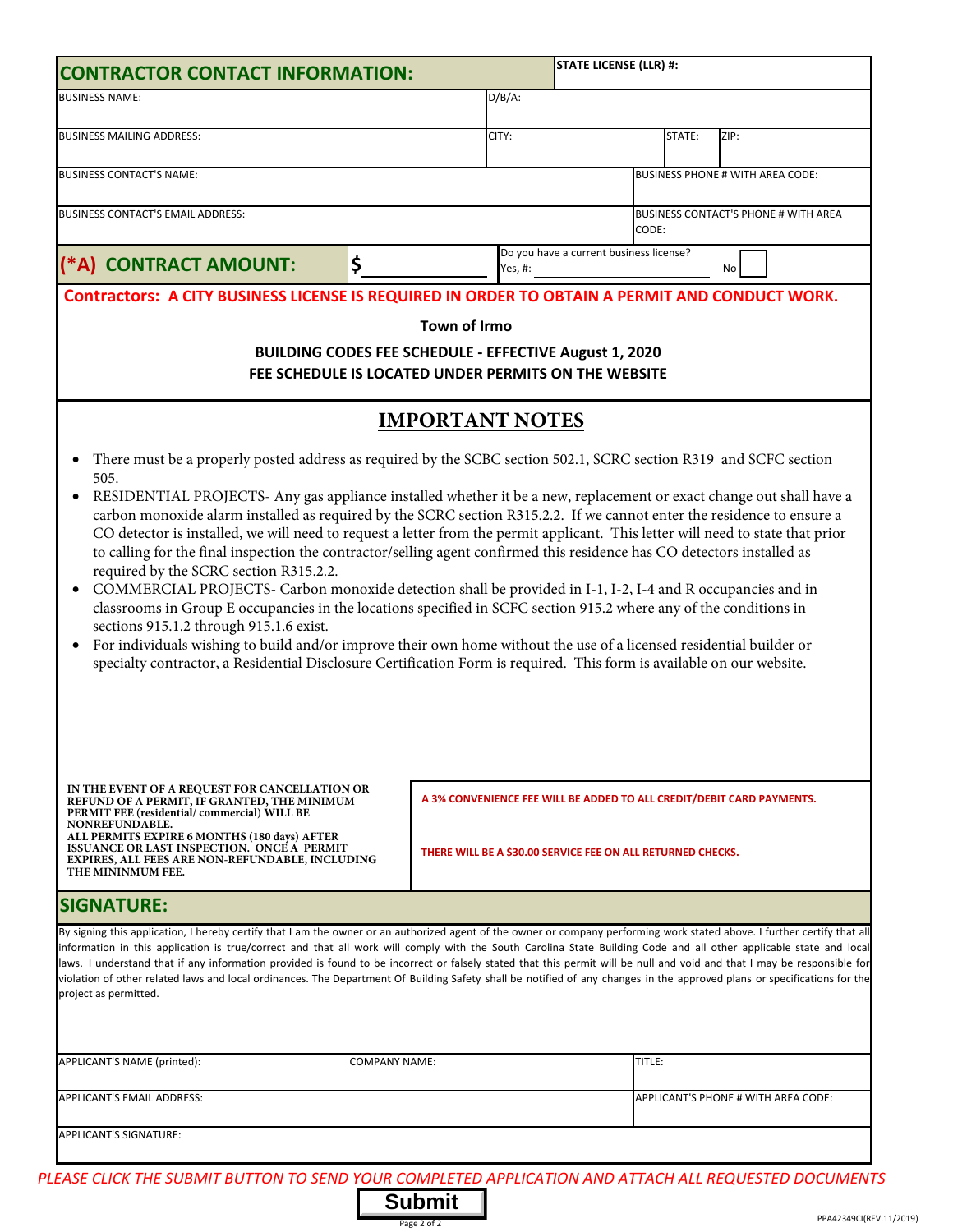## CONTRACTOR CONTACT INFORMATION:

| | | | |
|---|---|---|---|
| | | STATE LICENSE (LLR) #: | |
| BUSINESS NAME: | D/B/A: | | |
| BUSINESS MAILING ADDRESS: | CITY: | STATE: | ZIP: |
| BUSINESS CONTACT'S NAME: | | BUSINESS PHONE # WITH AREA CODE: | |
| BUSINESS CONTACT'S EMAIL ADDRESS: | | BUSINESS CONTACT'S PHONE # WITH AREA CODE: | |

| | | |
|---|---|---|
| **(*A) CONTRACT AMOUNT:** | **$** | Do you have a current business license? Yes, #: No ☐ |

**Contractors: A CITY BUSINESS LICENSE IS REQUIRED IN ORDER TO OBTAIN A PERMIT AND CONDUCT WORK.**

**Town of Irmo**

**BUILDING CODES FEE SCHEDULE - EFFECTIVE August 1, 2020**

**FEE SCHEDULE IS LOCATED UNDER PERMITS ON THE WEBSITE**

## IMPORTANT NOTES

- There must be a properly posted address as required by the SCBC section 502.1, SCRC section R319 and SCFC section 505.
- RESIDENTIAL PROJECTS- Any gas appliance installed whether it be a new, replacement or exact change out shall have a carbon monoxide alarm installed as required by the SCRC section R315.2.2. If we cannot enter the residence to ensure a CO detector is installed, we will need to request a letter from the permit applicant. This letter will need to state that prior to calling for the final inspection the contractor/selling agent confirmed this residence has CO detectors installed as required by the SCRC section R315.2.2.
- COMMERCIAL PROJECTS- Carbon monoxide detection shall be provided in I-1, I-2, I-4 and R occupancies and in classrooms in Group E occupancies in the locations specified in SCFC section 915.2 where any of the conditions in sections 915.1.2 through 915.1.6 exist.
- For individuals wishing to build and/or improve their own home without the use of a licensed residential builder or specialty contractor, a Residential Disclosure Certification Form is required. This form is available on our website.

| | |
|---|---|
| **IN THE EVENT OF A REQUEST FOR CANCELLATION OR REFUND OF A PERMIT, IF GRANTED, THE MINIMUM PERMIT FEE (residential/ commercial) WILL BE NONREFUNDABLE. ALL PERMITS EXPIRE 6 MONTHS (180 days) AFTER ISSUANCE OR LAST INSPECTION. ONCE A PERMIT EXPIRES, ALL FEES ARE NON-REFUNDABLE, INCLUDING THE MININMUM FEE.** | **A 3% CONVENIENCE FEE WILL BE ADDED TO ALL CREDIT/DEBIT CARD PAYMENTS.** <br> **THERE WILL BE A $30.00 SERVICE FEE ON ALL RETURNED CHECKS.** |

## SIGNATURE:

By signing this application, I hereby certify that I am the owner or an authorized agent of the owner or company performing work stated above. I further certify that all information in this application is true/correct and that all work will comply with the South Carolina State Building Code and all other applicable state and local laws. I understand that if any information provided is found to be incorrect or falsely stated that this permit will be null and void and that I may be responsible for violation of other related laws and local ordinances. The Department Of Building Safety shall be notified of any changes in the approved plans or specifications for the project as permitted.

| | | |
|---|---|---|
| APPLICANT'S NAME (printed): | COMPANY NAME: | TITLE: |
| APPLICANT'S EMAIL ADDRESS: | | APPLICANT'S PHONE # WITH AREA CODE: |
| APPLICANT'S SIGNATURE: | | |

*PLEASE CLICK THE SUBMIT BUTTON TO SEND YOUR COMPLETED APPLICATION AND ATTACH ALL REQUESTED DOCUMENTS*

**Submit**

PPA42349CI(REV.11/2019)